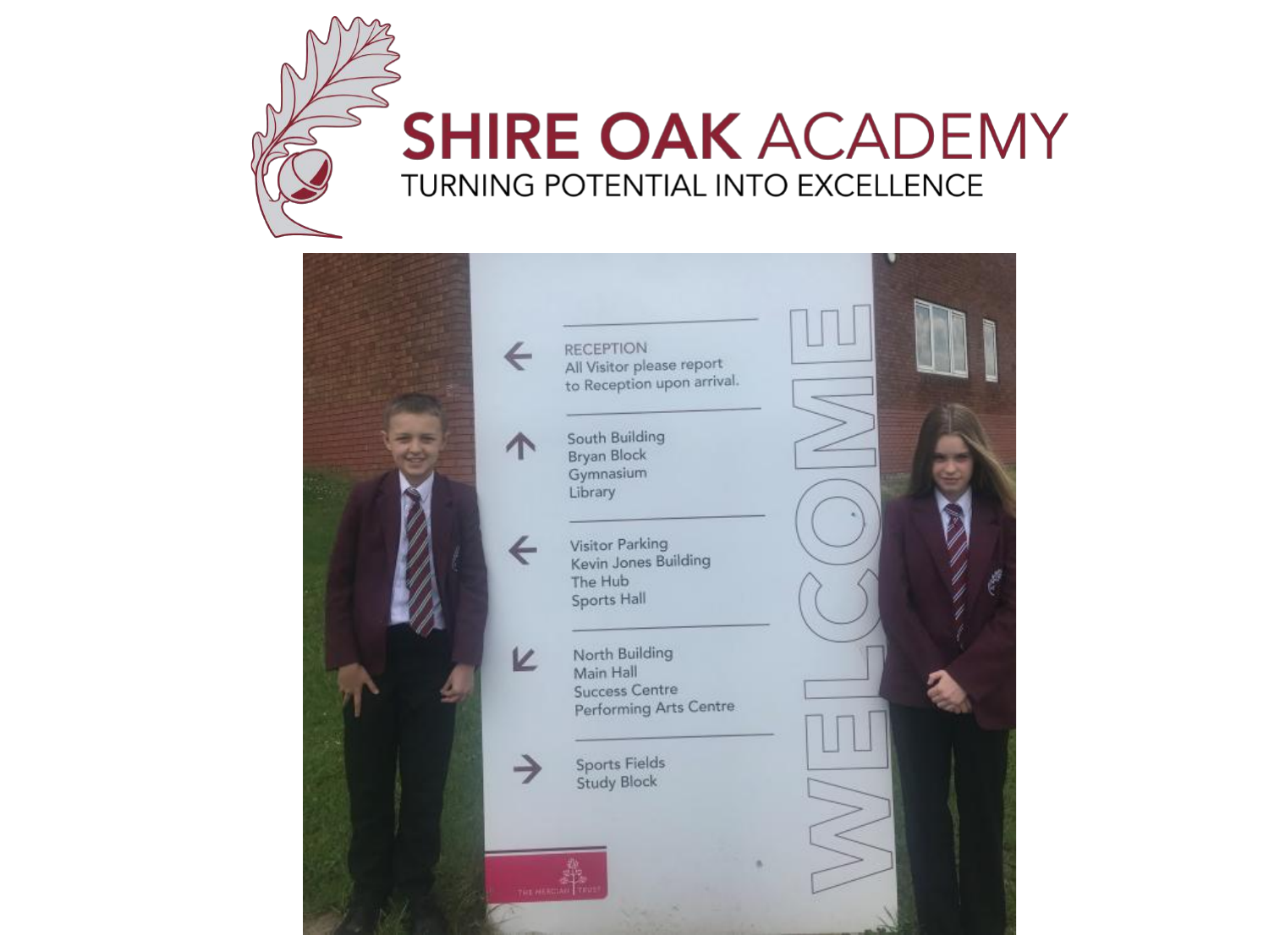# SHIRE OAK ACADEMY

TURNING POTENTIAL INTO EXCELLENCE

RECEPTION
All Visitor please report to Reception upon arrival.

South Building
Bryan Block
Gymnasium
Library

Visitor Parking
Kevin Jones Building
The Hub
Sports Hall

North Building
Main Hall
Success Centre
Performing Arts Centre

Sports Fields
Study Block

WELCOME

THE MERCIAN TRUST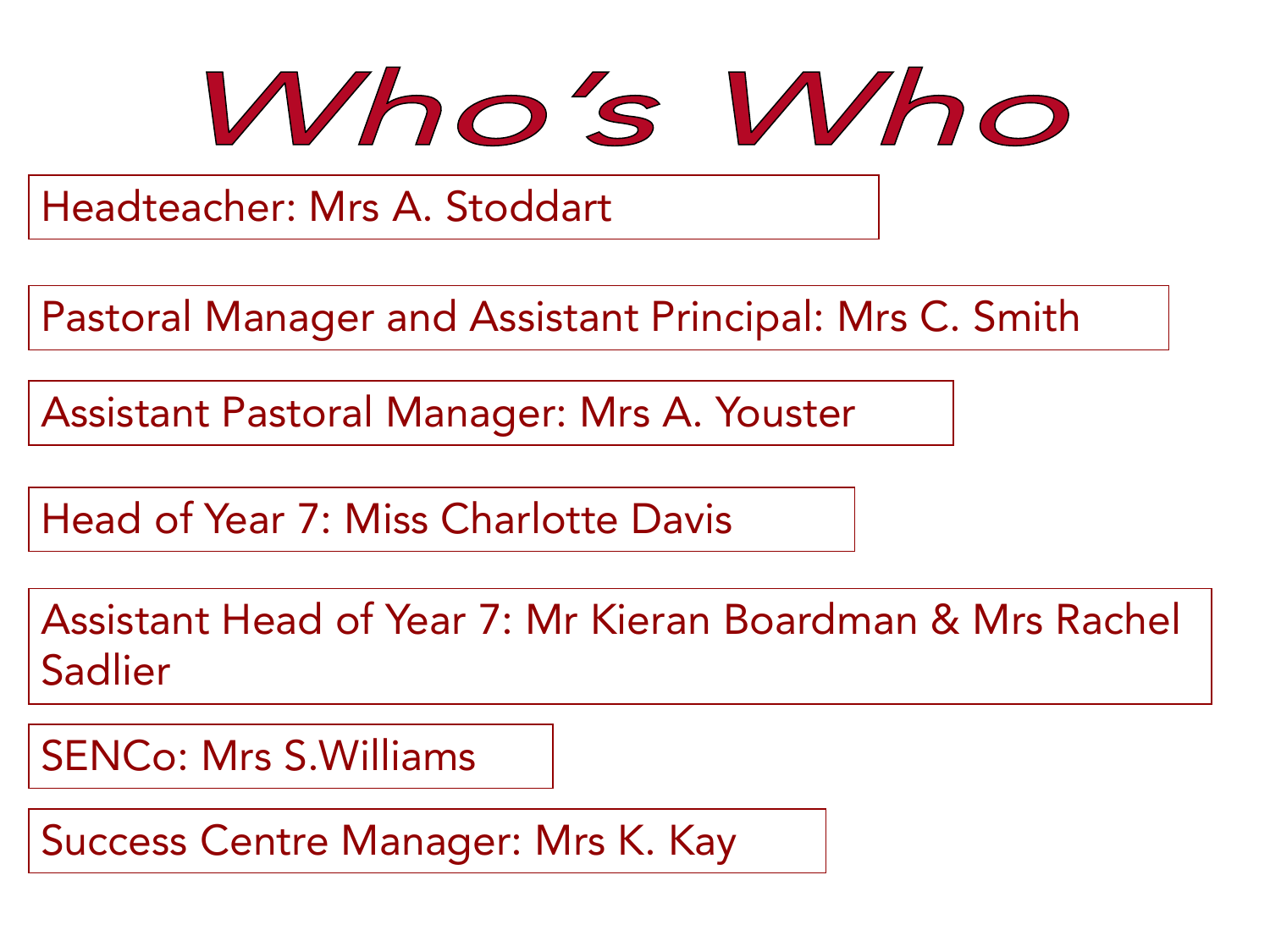# Who's Who

Headteacher: Mrs A. Stoddart

Pastoral Manager and Assistant Principal: Mrs C. Smith

Assistant Pastoral Manager: Mrs A. Youster

Head of Year 7: Miss Charlotte Davis

Assistant Head of Year 7: Mr Kieran Boardman & Mrs Rachel Sadlier

SENCo: Mrs S.Williams

Success Centre Manager: Mrs K. Kay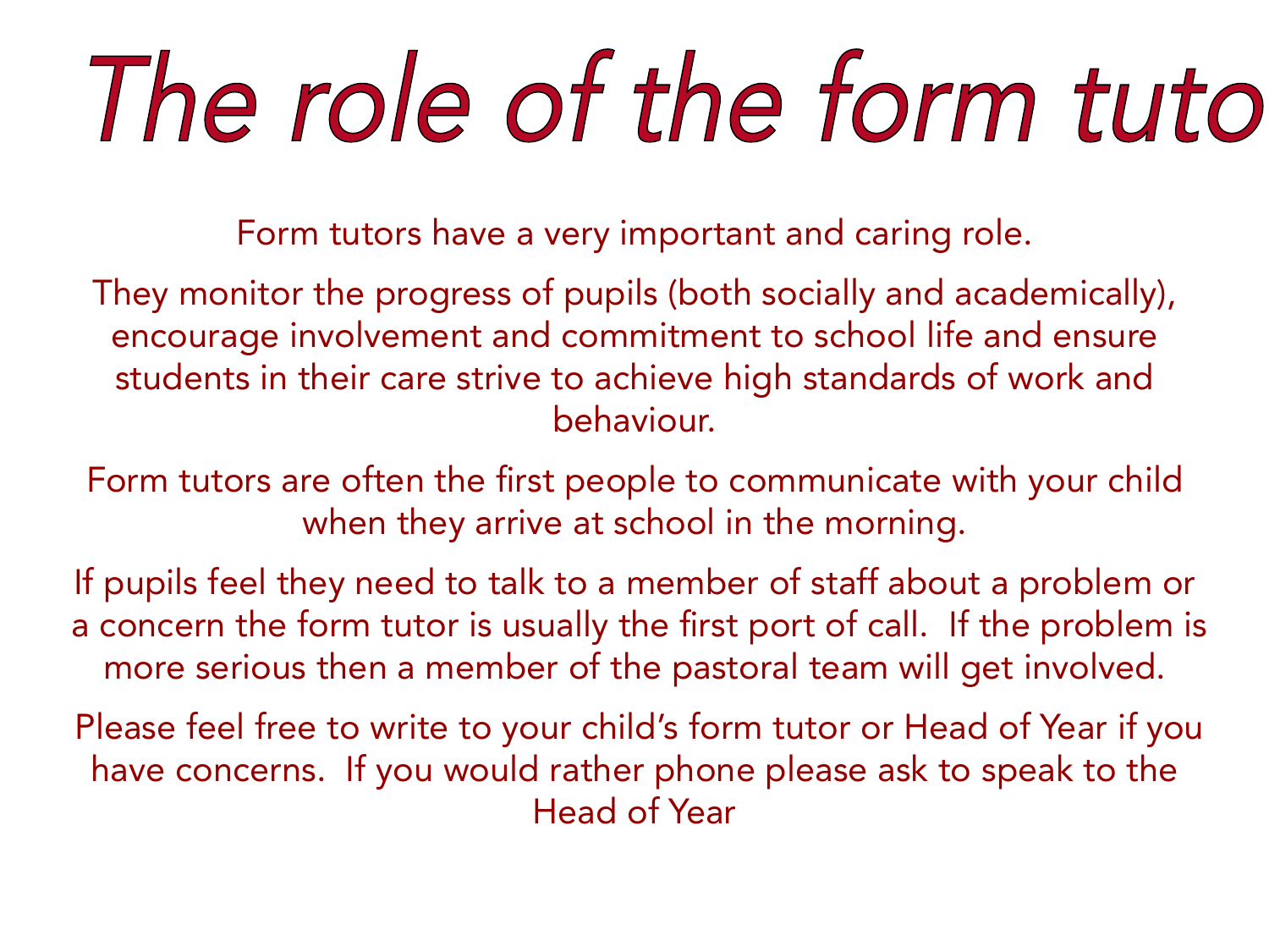# The role of the form tuto

Form tutors have a very important and caring role.

They monitor the progress of pupils (both socially and academically), encourage involvement and commitment to school life and ensure students in their care strive to achieve high standards of work and behaviour.

Form tutors are often the first people to communicate with your child when they arrive at school in the morning.

If pupils feel they need to talk to a member of staff about a problem or a concern the form tutor is usually the first port of call. If the problem is more serious then a member of the pastoral team will get involved.

Please feel free to write to your child's form tutor or Head of Year if you have concerns. If you would rather phone please ask to speak to the Head of Year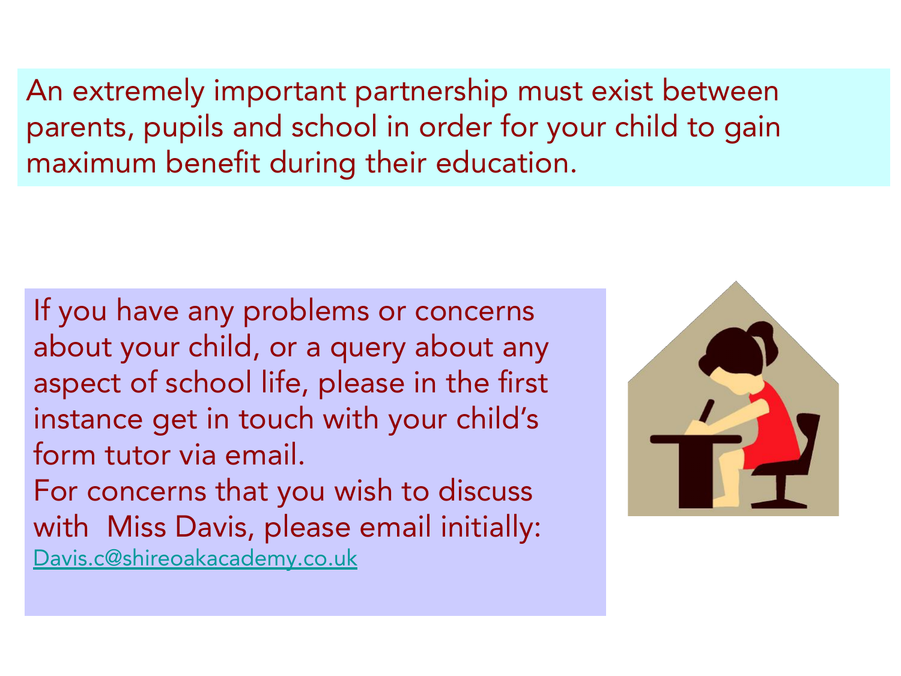An extremely important partnership must exist between parents, pupils and school in order for your child to gain maximum benefit during their education.

If you have any problems or concerns about your child, or a query about any aspect of school life, please in the first instance get in touch with your child's form tutor via email.

For concerns that you wish to discuss with Miss Davis, please email initially: [Davis.c@shireoakacademy.co.uk](mailto:Davis.c@shireoakacademy.co.uk)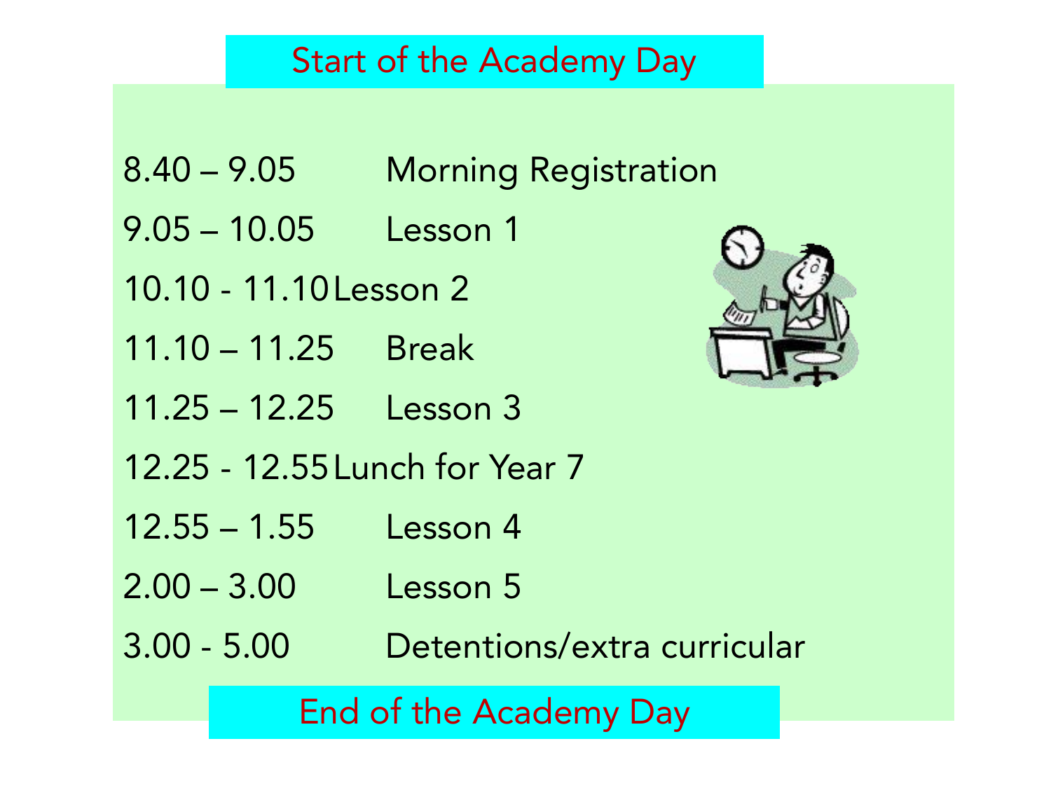## Start of the Academy Day

| Time | Activity |
| --- | --- |
| 8.40 – 9.05 | Morning Registration |
| 9.05 – 10.05 | Lesson 1 |
| 10.10 - 11.10 | Lesson 2 |
| 11.10 – 11.25 | Break |
| 11.25 – 12.25 | Lesson 3 |
| 12.25 - 12.55 | Lunch for Year 7 |
| 12.55 – 1.55 | Lesson 4 |
| 2.00 – 3.00 | Lesson 5 |
| 3.00 - 5.00 | Detentions/extra curricular |

## End of the Academy Day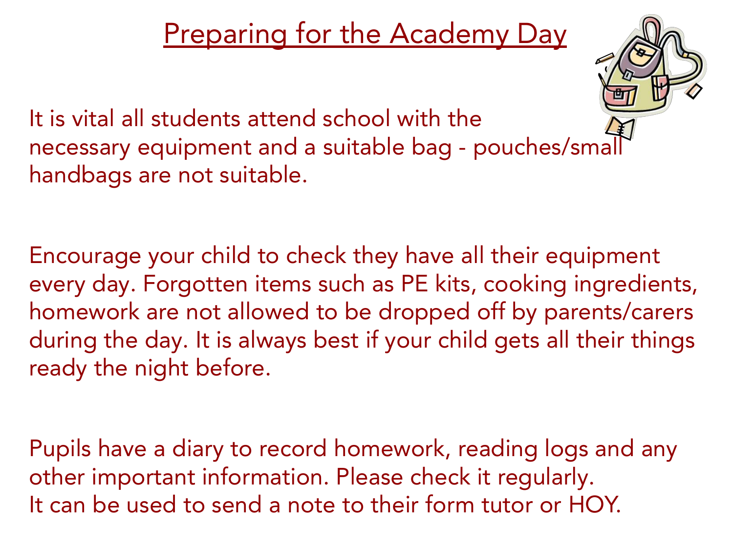# Preparing for the Academy Day

It is vital all students attend school with the necessary equipment and a suitable bag - pouches/small handbags are not suitable.

Encourage your child to check they have all their equipment every day. Forgotten items such as PE kits, cooking ingredients, homework are not allowed to be dropped off by parents/carers during the day. It is always best if your child gets all their things ready the night before.

Pupils have a diary to record homework, reading logs and any other important information. Please check it regularly.
It can be used to send a note to their form tutor or HOY.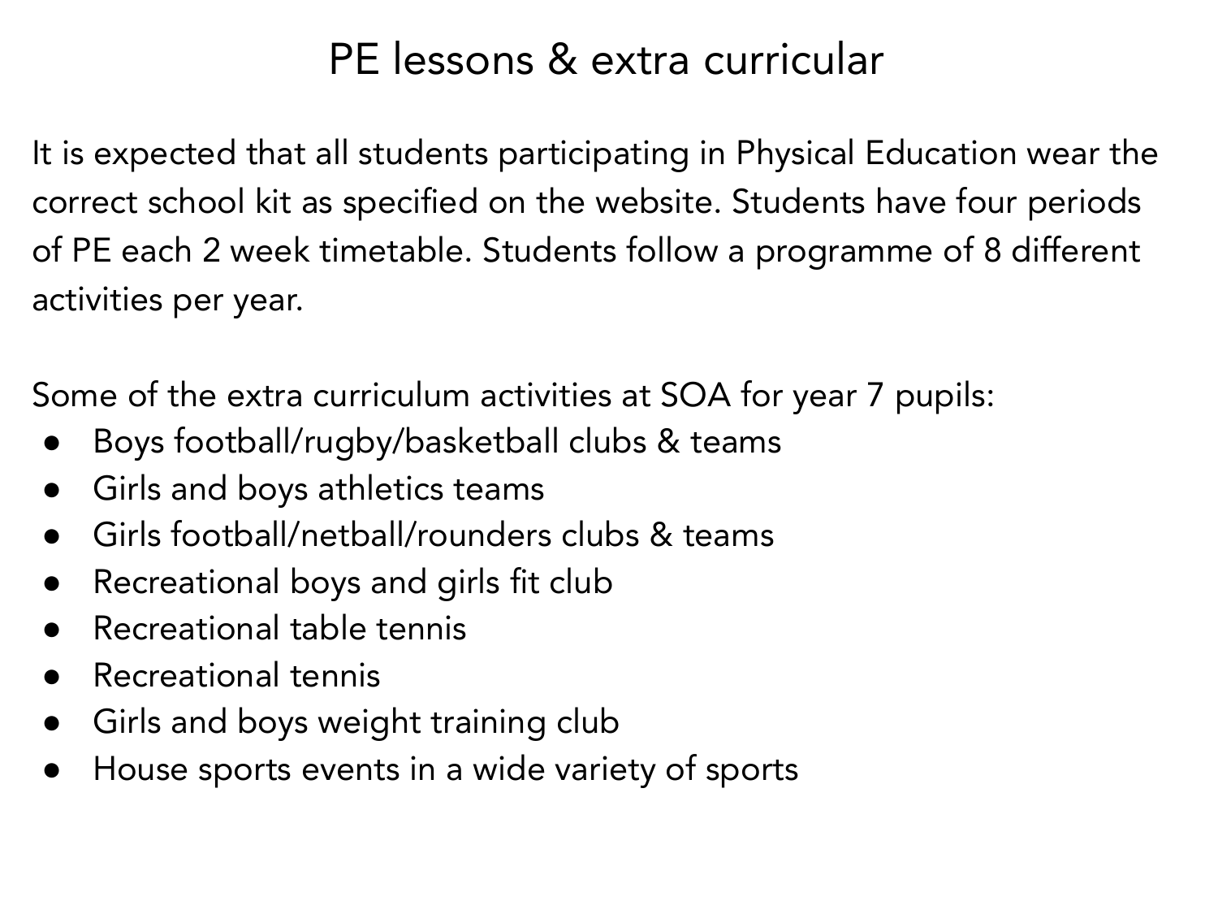# PE lessons & extra curricular

It is expected that all students participating in Physical Education wear the correct school kit as specified on the website. Students have four periods of PE each 2 week timetable. Students follow a programme of 8 different activities per year.

Some of the extra curriculum activities at SOA for year 7 pupils:

- Boys football/rugby/basketball clubs & teams
- Girls and boys athletics teams
- Girls football/netball/rounders clubs & teams
- Recreational boys and girls fit club
- Recreational table tennis
- Recreational tennis
- Girls and boys weight training club
- House sports events in a wide variety of sports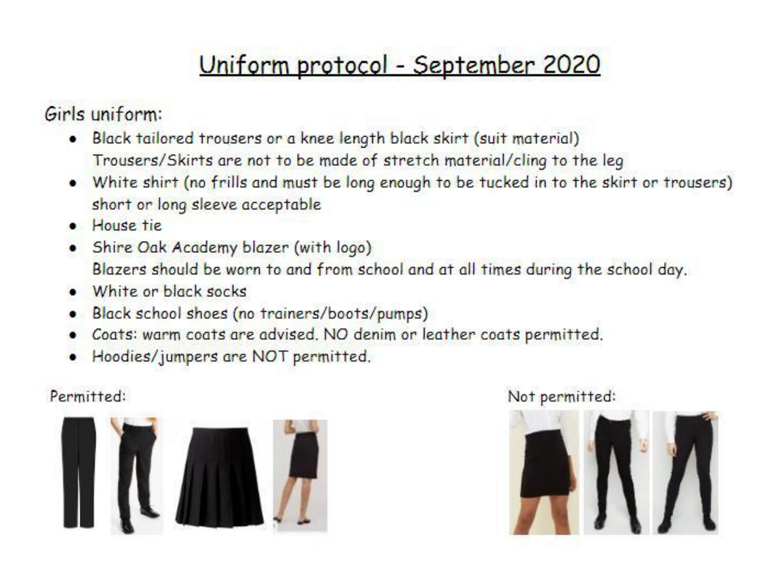# Uniform protocol - September 2020

Girls uniform:

- Black tailored trousers or a knee length black skirt (suit material)
  Trousers/Skirts are not to be made of stretch material/cling to the leg
- White shirt (no frills and must be long enough to be tucked in to the skirt or trousers) short or long sleeve acceptable
- House tie
- Shire Oak Academy blazer (with logo)
  Blazers should be worn to and from school and at all times during the school day.
- White or black socks
- Black school shoes (no trainers/boots/pumps)
- Coats: warm coats are advised. NO denim or leather coats permitted.
- Hoodies/jumpers are NOT permitted.

Permitted:

Not permitted: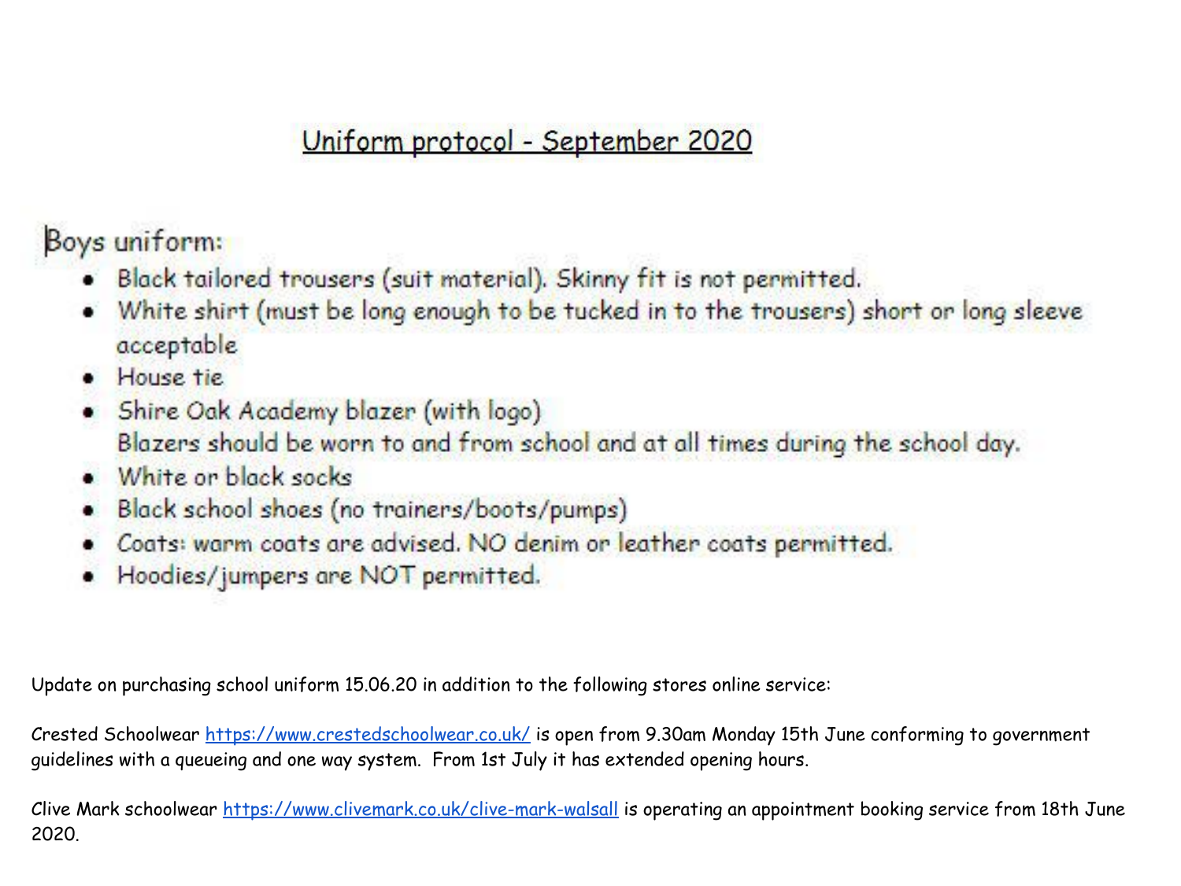## Uniform protocol - September 2020

Boys uniform:

- Black tailored trousers (suit material). Skinny fit is not permitted.
- White shirt (must be long enough to be tucked in to the trousers) short or long sleeve acceptable
- House tie
- Shire Oak Academy blazer (with logo)
  Blazers should be worn to and from school and at all times during the school day.
- White or black socks
- Black school shoes (no trainers/boots/pumps)
- Coats: warm coats are advised. NO denim or leather coats permitted.
- Hoodies/jumpers are NOT permitted.

Update on purchasing school uniform 15.06.20 in addition to the following stores online service:

Crested Schoolwear https://www.crestedschoolwear.co.uk/ is open from 9.30am Monday 15th June conforming to government guidelines with a queueing and one way system. From 1st July it has extended opening hours.

Clive Mark schoolwear https://www.clivemark.co.uk/clive-mark-walsall is operating an appointment booking service from 18th June 2020.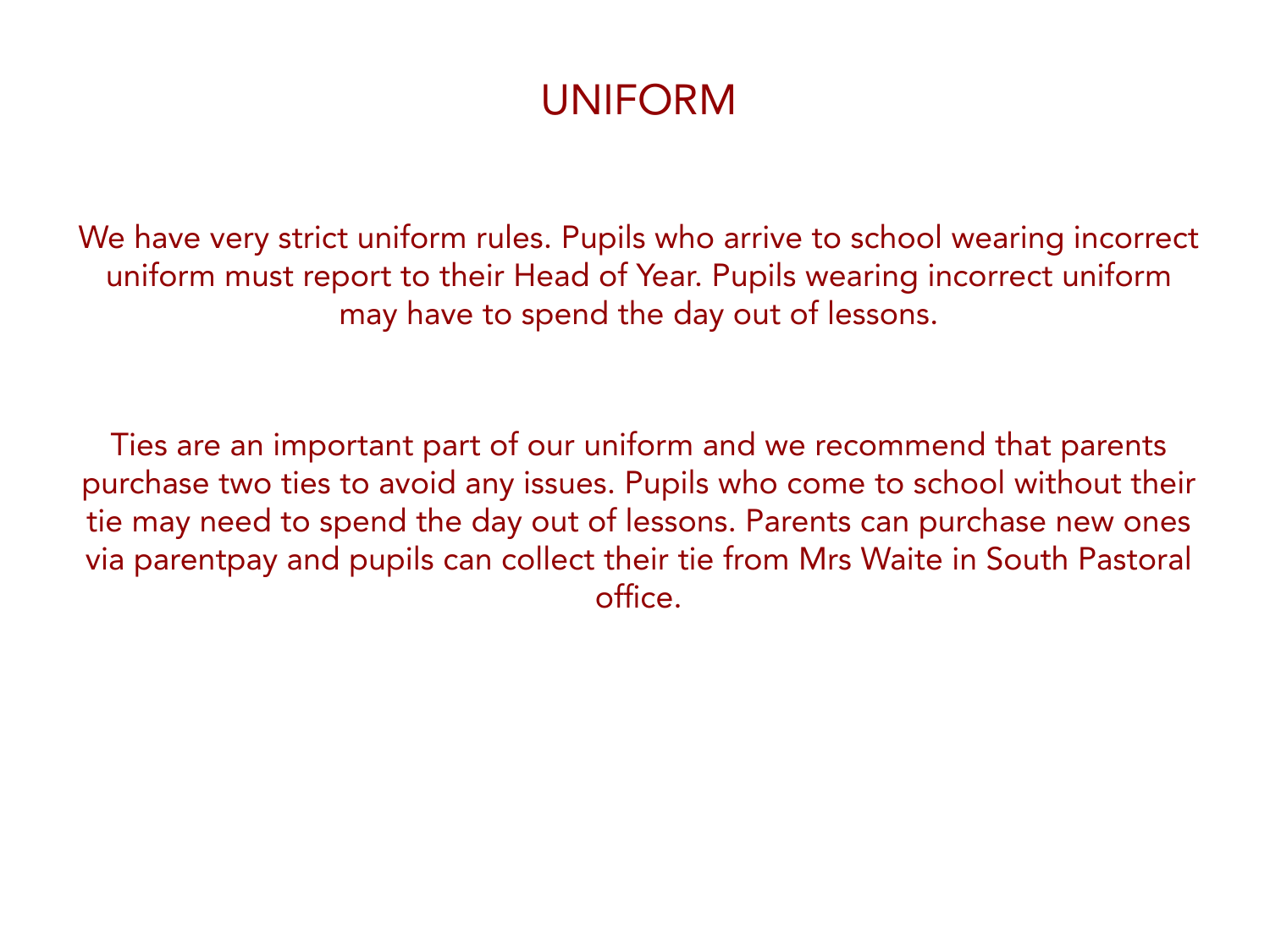# UNIFORM

We have very strict uniform rules. Pupils who arrive to school wearing incorrect uniform must report to their Head of Year. Pupils wearing incorrect uniform may have to spend the day out of lessons.

Ties are an important part of our uniform and we recommend that parents purchase two ties to avoid any issues. Pupils who come to school without their tie may need to spend the day out of lessons. Parents can purchase new ones via parentpay and pupils can collect their tie from Mrs Waite in South Pastoral office.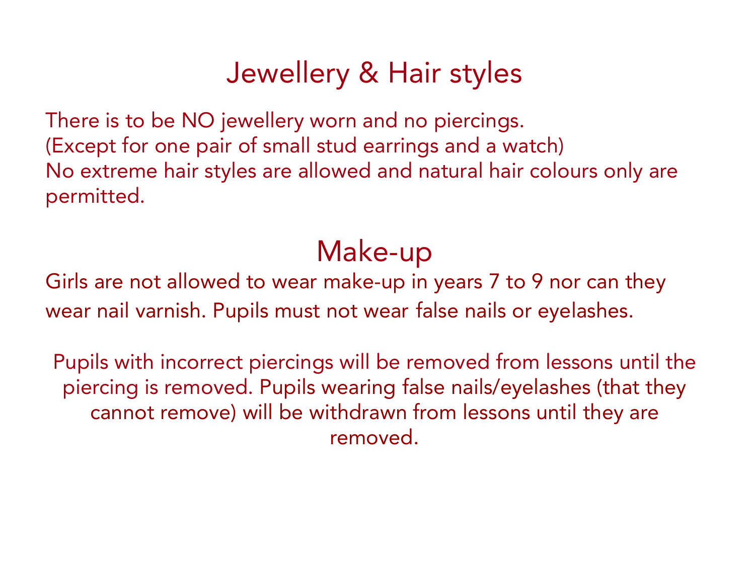## Jewellery & Hair styles

There is to be NO jewellery worn and no piercings.
(Except for one pair of small stud earrings and a watch)
No extreme hair styles are allowed and natural hair colours only are permitted.

## Make-up

Girls are not allowed to wear make-up in years 7 to 9 nor can they wear nail varnish. Pupils must not wear false nails or eyelashes.

Pupils with incorrect piercings will be removed from lessons until the piercing is removed. Pupils wearing false nails/eyelashes (that they cannot remove) will be withdrawn from lessons until they are removed.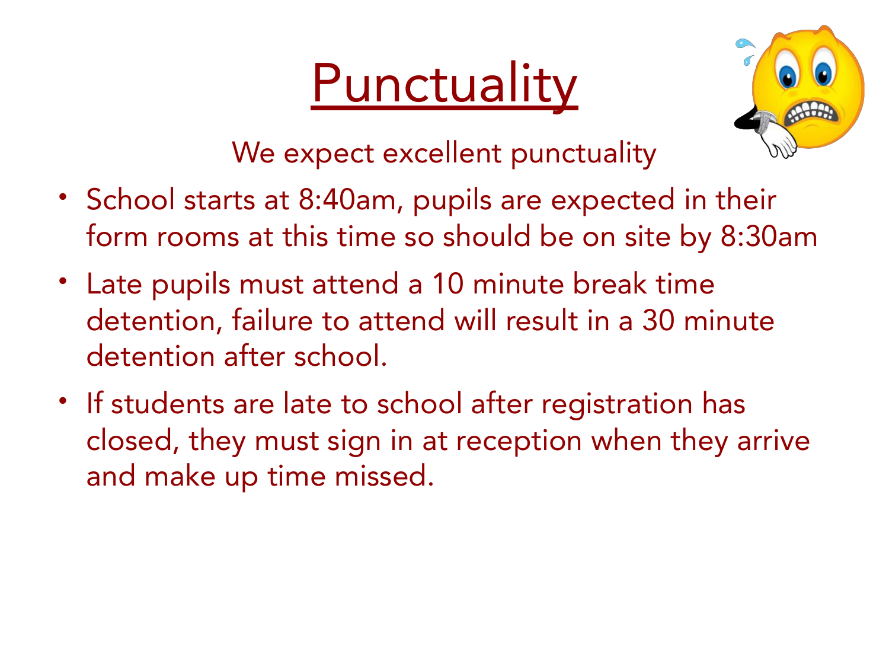# Punctuality

We expect excellent punctuality

- School starts at 8:40am, pupils are expected in their form rooms at this time so should be on site by 8:30am
- Late pupils must attend a 10 minute break time detention, failure to attend will result in a 30 minute detention after school.
- If students are late to school after registration has closed, they must sign in at reception when they arrive and make up time missed.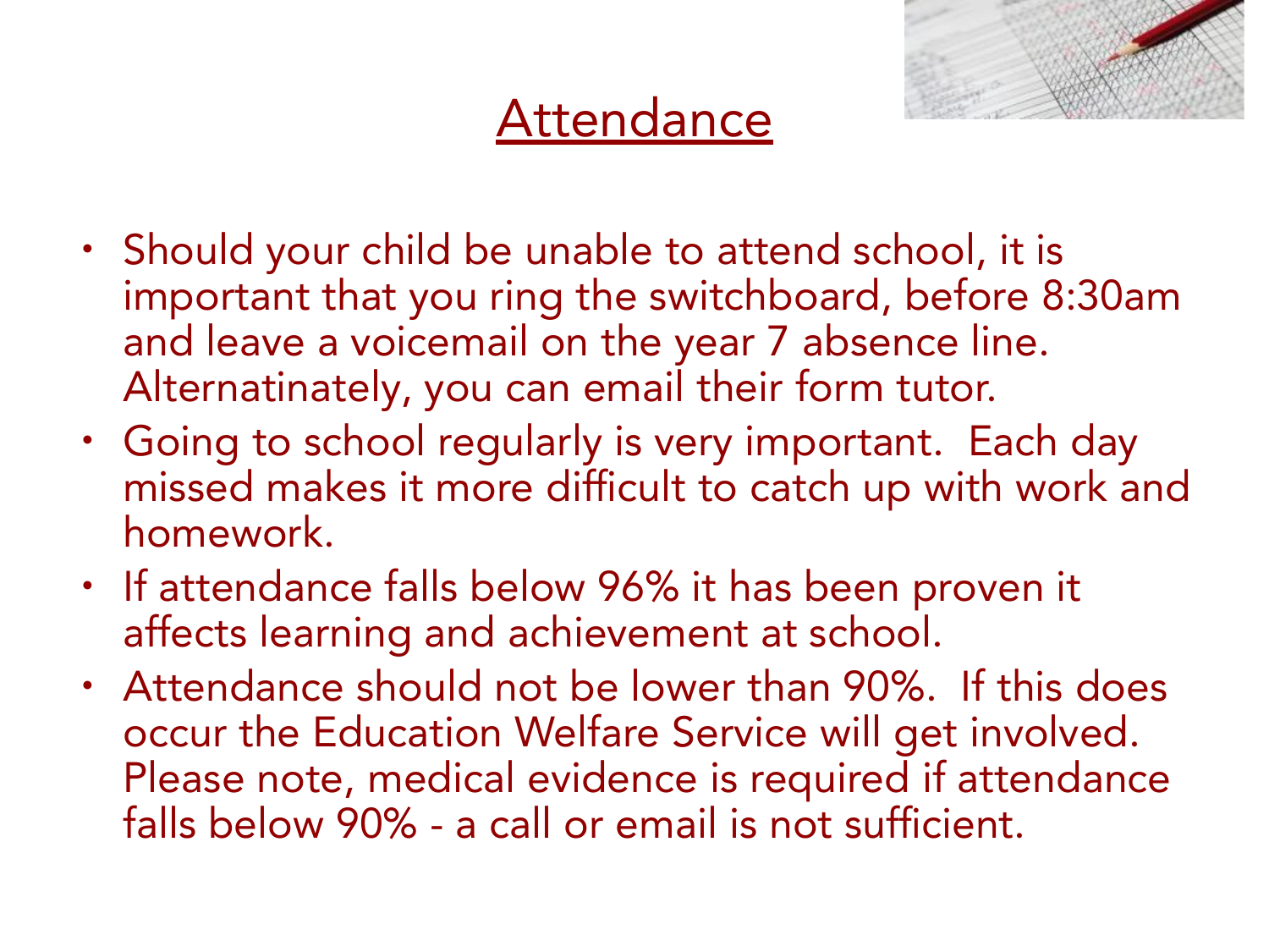# Attendance

- Should your child be unable to attend school, it is important that you ring the switchboard, before 8:30am and leave a voicemail on the year 7 absence line. Alternatinately, you can email their form tutor.
- Going to school regularly is very important. Each day missed makes it more difficult to catch up with work and homework.
- If attendance falls below 96% it has been proven it affects learning and achievement at school.
- Attendance should not be lower than 90%. If this does occur the Education Welfare Service will get involved. Please note, medical evidence is required if attendance falls below 90% - a call or email is not sufficient.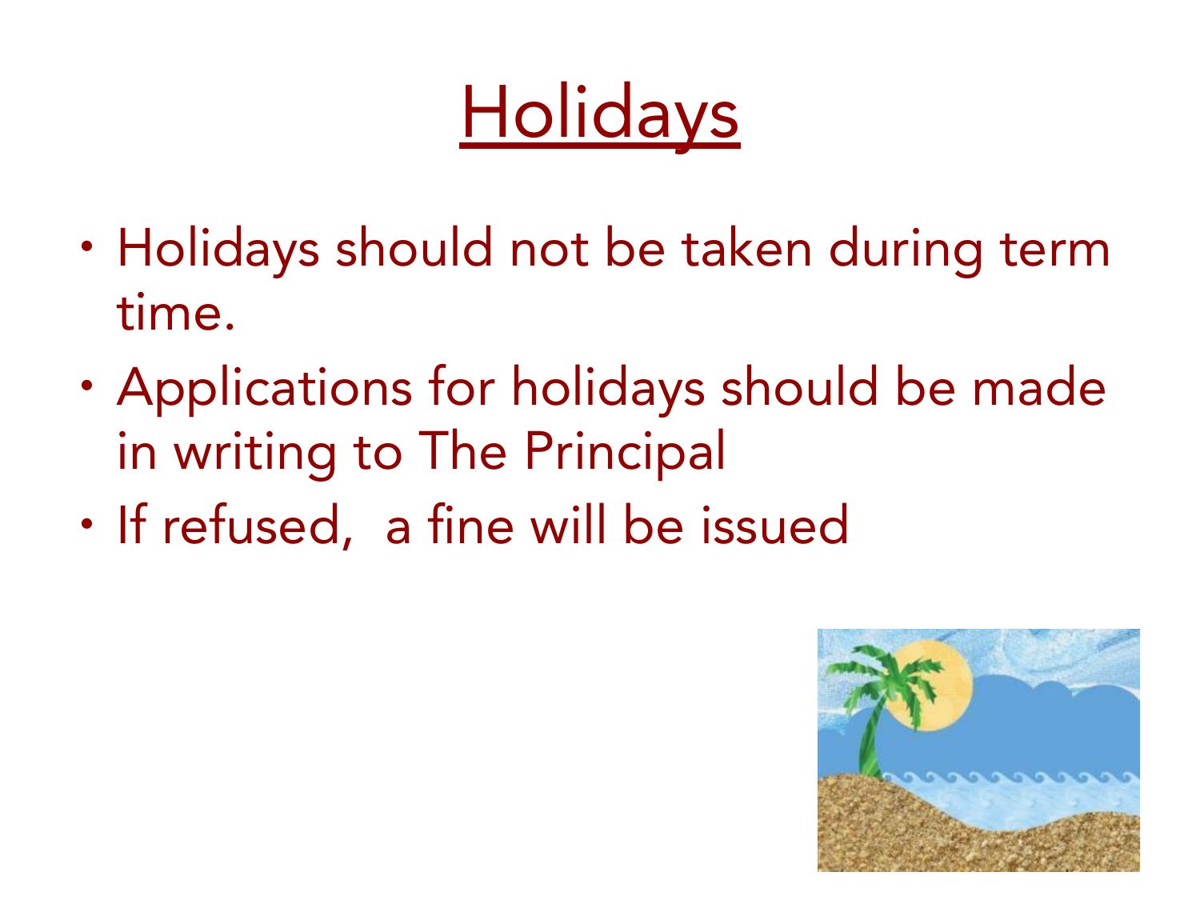# Holidays

- Holidays should not be taken during term time.
- Applications for holidays should be made in writing to The Principal
- If refused,  a fine will be issued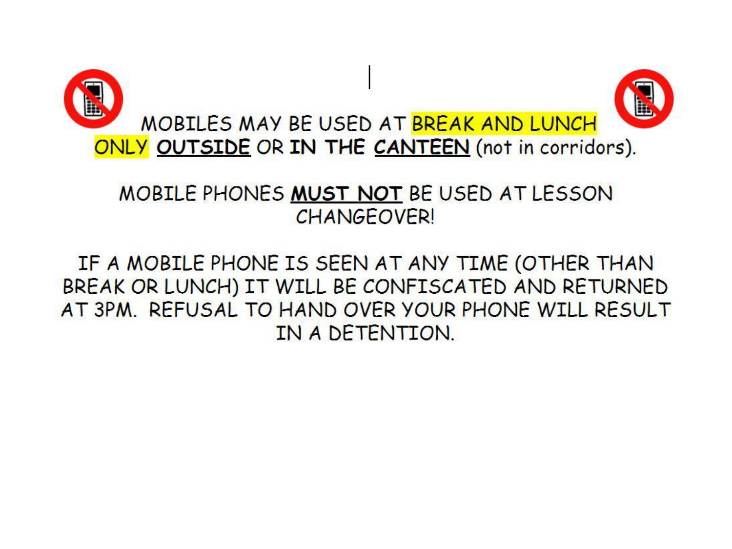MOBILES MAY BE USED AT BREAK AND LUNCH ONLY **OUTSIDE** OR **IN THE CANTEEN** (not in corridors).

MOBILE PHONES **MUST NOT** BE USED AT LESSON CHANGEOVER!

IF A MOBILE PHONE IS SEEN AT ANY TIME (OTHER THAN BREAK OR LUNCH) IT WILL BE CONFISCATED AND RETURNED AT 3PM. REFUSAL TO HAND OVER YOUR PHONE WILL RESULT IN A DETENTION.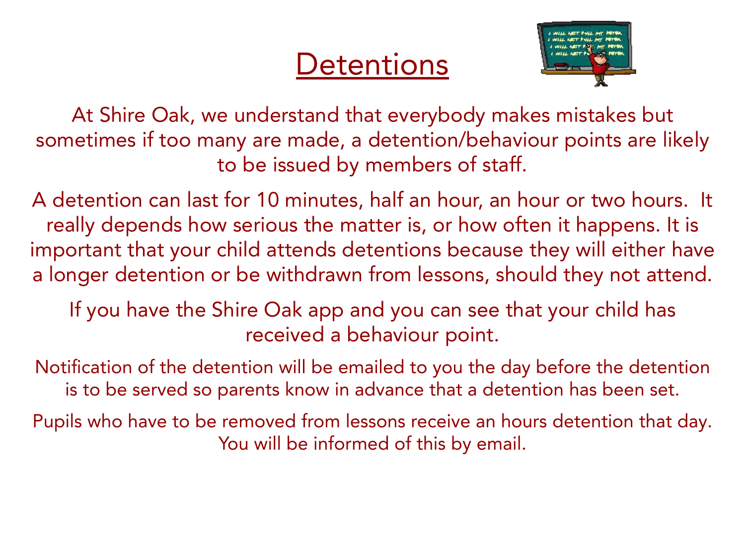# Detentions

At Shire Oak, we understand that everybody makes mistakes but sometimes if too many are made, a detention/behaviour points are likely to be issued by members of staff.

A detention can last for 10 minutes, half an hour, an hour or two hours. It really depends how serious the matter is, or how often it happens. It is important that your child attends detentions because they will either have a longer detention or be withdrawn from lessons, should they not attend.

If you have the Shire Oak app and you can see that your child has received a behaviour point.

Notification of the detention will be emailed to you the day before the detention is to be served so parents know in advance that a detention has been set.

Pupils who have to be removed from lessons receive an hours detention that day. You will be informed of this by email.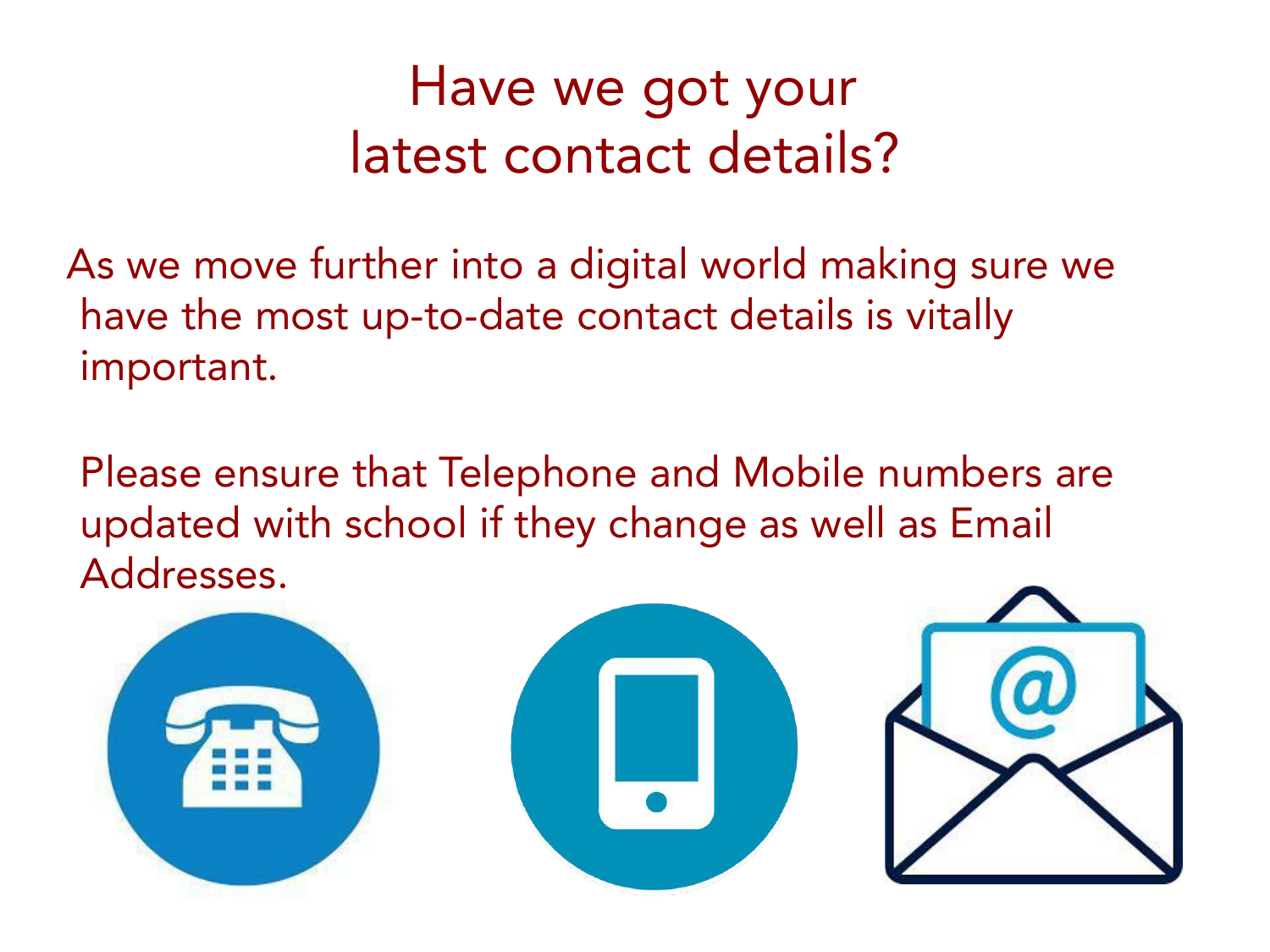# Have we got your latest contact details?

As we move further into a digital world making sure we have the most up-to-date contact details is vitally important.

Please ensure that Telephone and Mobile numbers are updated with school if they change as well as Email Addresses.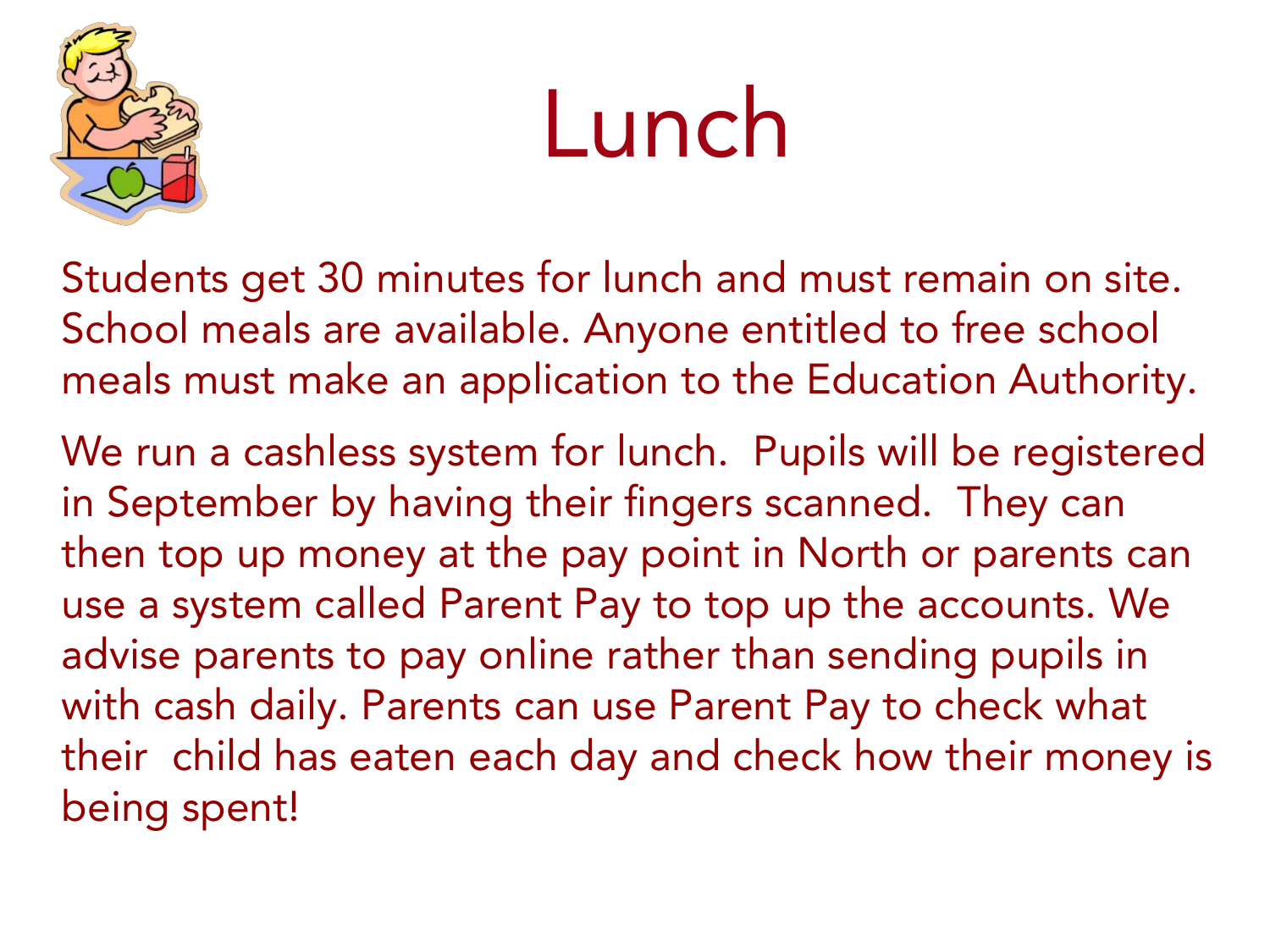# Lunch

Students get 30 minutes for lunch and must remain on site. School meals are available. Anyone entitled to free school meals must make an application to the Education Authority.

We run a cashless system for lunch. Pupils will be registered in September by having their fingers scanned. They can then top up money at the pay point in North or parents can use a system called Parent Pay to top up the accounts. We advise parents to pay online rather than sending pupils in with cash daily. Parents can use Parent Pay to check what their child has eaten each day and check how their money is being spent!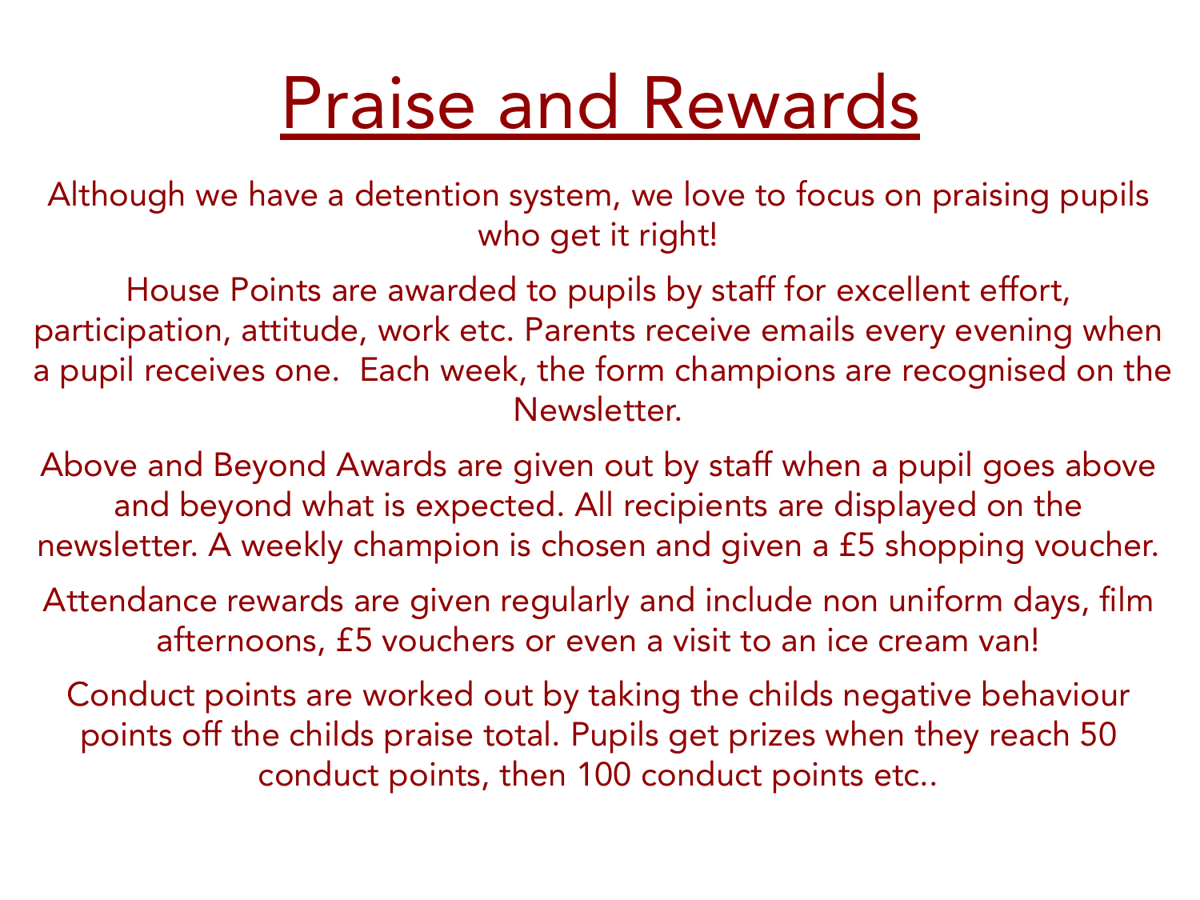# Praise and Rewards

Although we have a detention system, we love to focus on praising pupils who get it right!

House Points are awarded to pupils by staff for excellent effort, participation, attitude, work etc. Parents receive emails every evening when a pupil receives one. Each week, the form champions are recognised on the Newsletter.

Above and Beyond Awards are given out by staff when a pupil goes above and beyond what is expected. All recipients are displayed on the newsletter. A weekly champion is chosen and given a £5 shopping voucher.

Attendance rewards are given regularly and include non uniform days, film afternoons, £5 vouchers or even a visit to an ice cream van!

Conduct points are worked out by taking the childs negative behaviour points off the childs praise total. Pupils get prizes when they reach 50 conduct points, then 100 conduct points etc..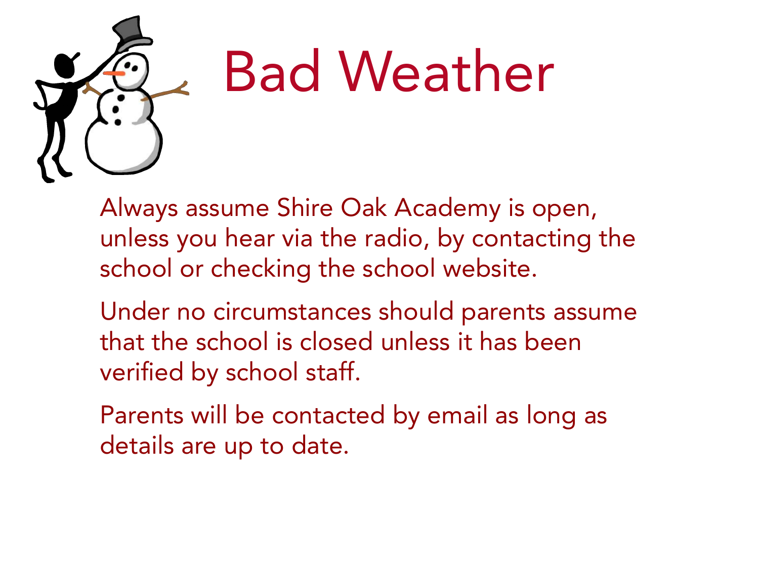# Bad Weather

Always assume Shire Oak Academy is open, unless you hear via the radio, by contacting the school or checking the school website.

Under no circumstances should parents assume that the school is closed unless it has been verified by school staff.

Parents will be contacted by email as long as details are up to date.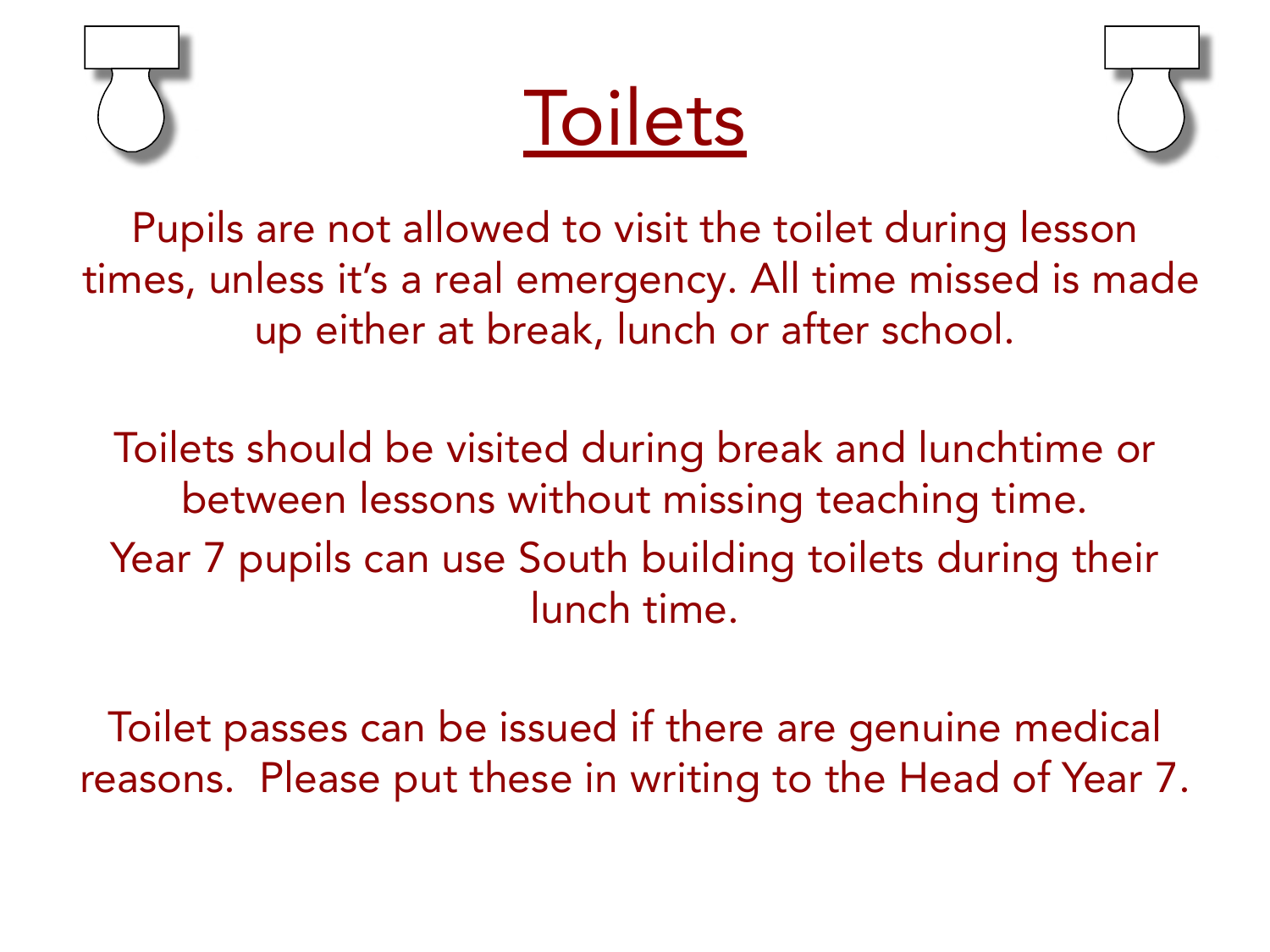# Toilets

Pupils are not allowed to visit the toilet during lesson times, unless it's a real emergency. All time missed is made up either at break, lunch or after school.

Toilets should be visited during break and lunchtime or between lessons without missing teaching time.

Year 7 pupils can use South building toilets during their lunch time.

Toilet passes can be issued if there are genuine medical reasons. Please put these in writing to the Head of Year 7.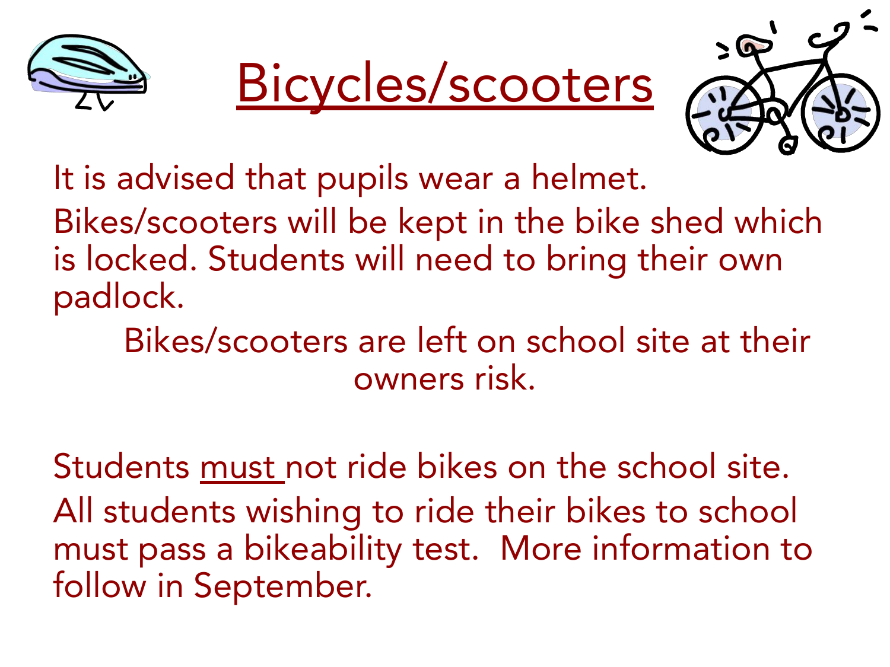# Bicycles/scooters

It is advised that pupils wear a helmet.

Bikes/scooters will be kept in the bike shed which is locked. Students will need to bring their own padlock.

Bikes/scooters are left on school site at their owners risk.

Students must not ride bikes on the school site.

All students wishing to ride their bikes to school must pass a bikeability test. More information to follow in September.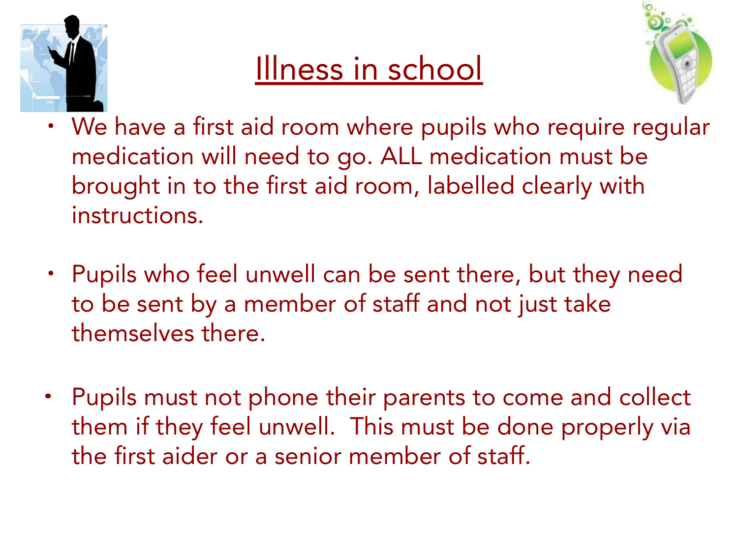# Illness in school

- We have a first aid room where pupils who require regular medication will need to go. ALL medication must be brought in to the first aid room, labelled clearly with instructions.
- Pupils who feel unwell can be sent there, but they need to be sent by a member of staff and not just take themselves there.
- Pupils must not phone their parents to come and collect them if they feel unwell. This must be done properly via the first aider or a senior member of staff.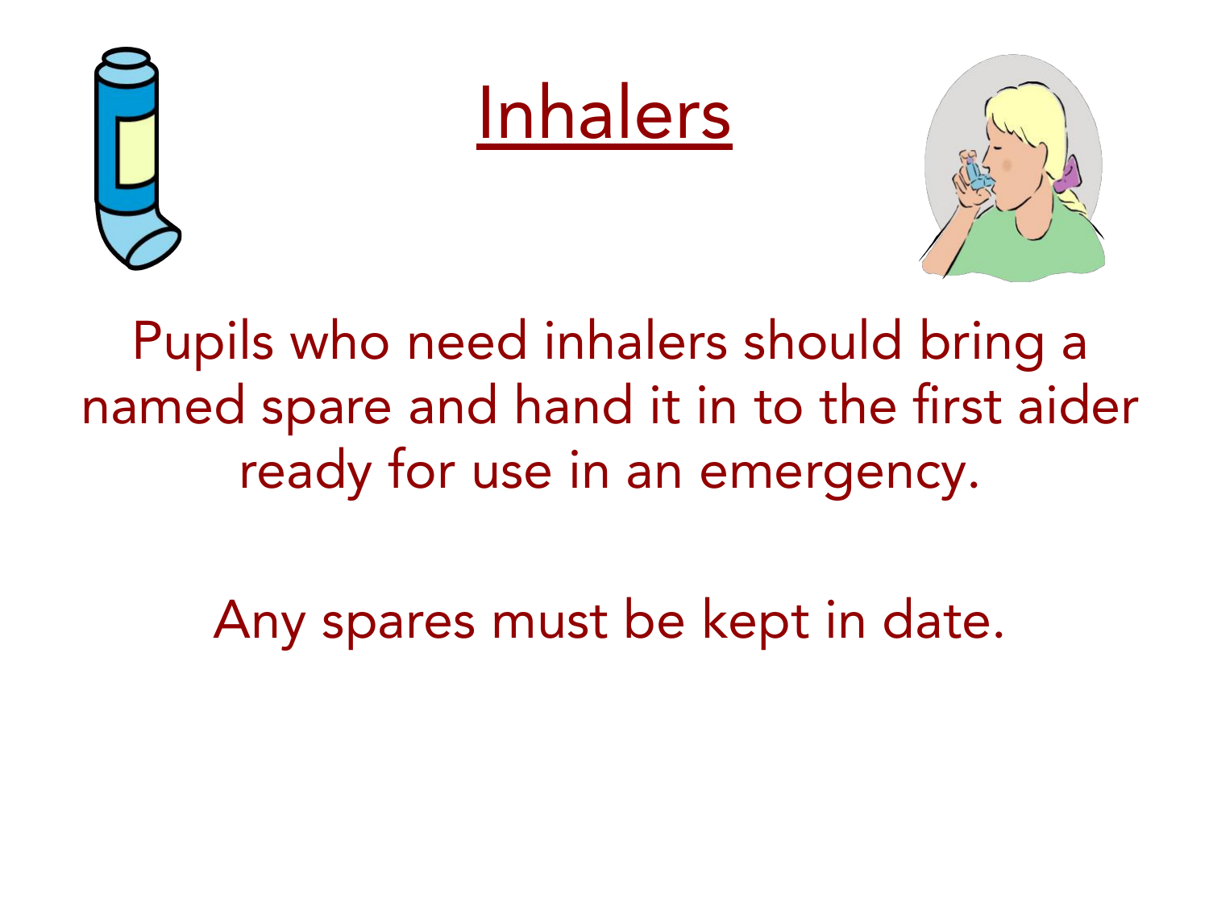# Inhalers

Pupils who need inhalers should bring a named spare and hand it in to the first aider ready for use in an emergency.

Any spares must be kept in date.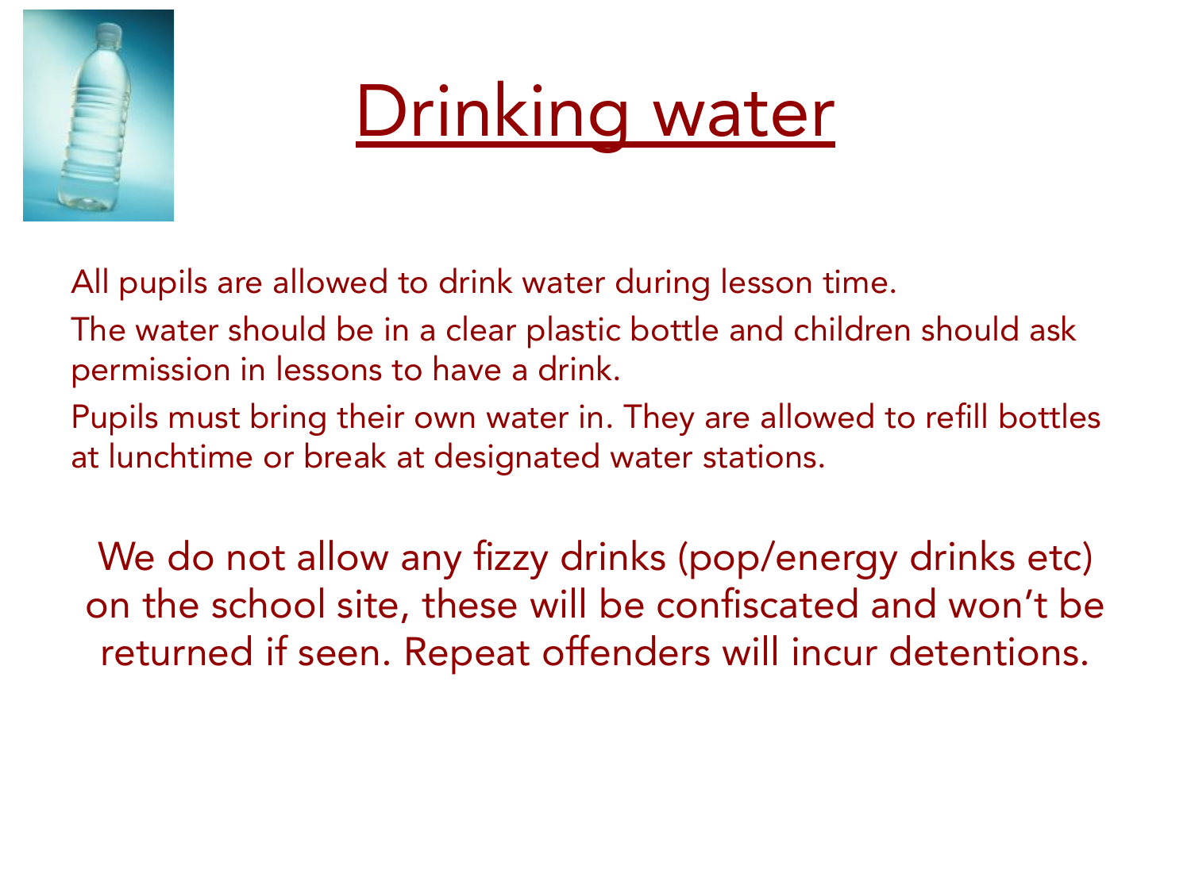# Drinking water

All pupils are allowed to drink water during lesson time.

The water should be in a clear plastic bottle and children should ask permission in lessons to have a drink.

Pupils must bring their own water in. They are allowed to refill bottles at lunchtime or break at designated water stations.

We do not allow any fizzy drinks (pop/energy drinks etc) on the school site, these will be confiscated and won't be returned if seen. Repeat offenders will incur detentions.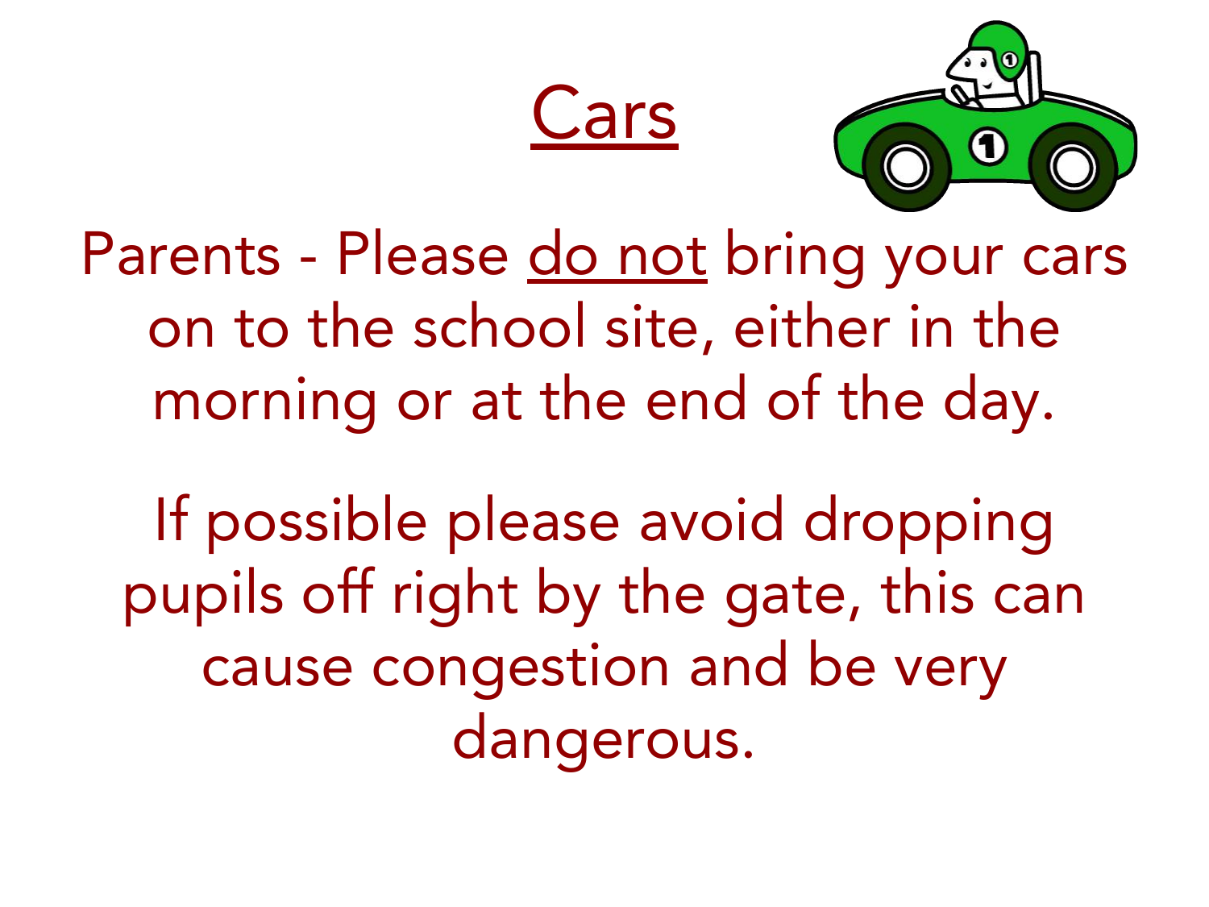# Cars

Parents - Please do not bring your cars on to the school site, either in the morning or at the end of the day.

If possible please avoid dropping pupils off right by the gate, this can cause congestion and be very dangerous.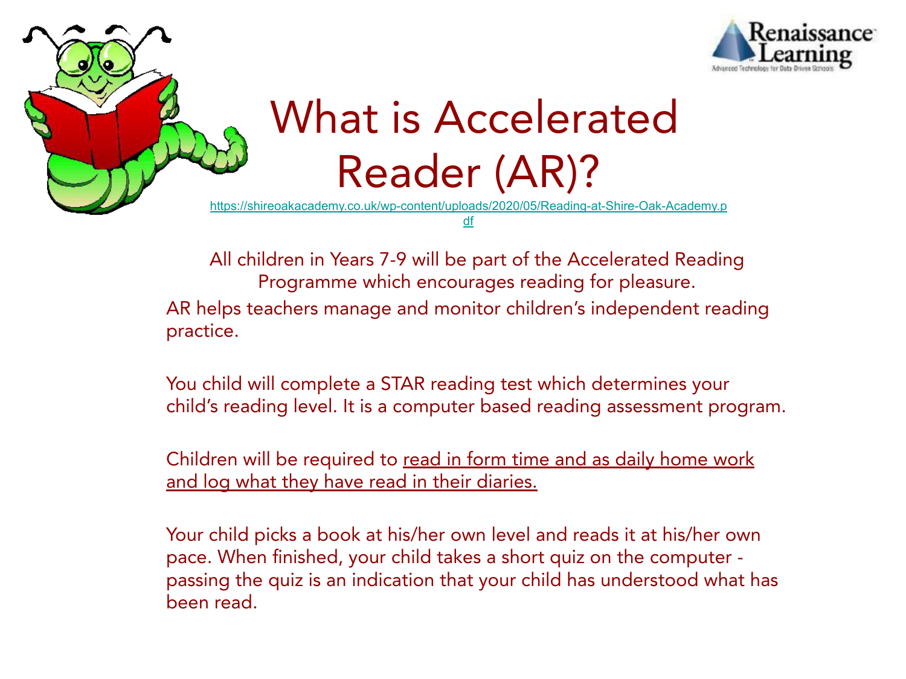# What is Accelerated Reader (AR)?

https://shireoakacademy.co.uk/wp-content/uploads/2020/05/Reading-at-Shire-Oak-Academy.pdf

All children in Years 7-9 will be part of the Accelerated Reading Programme which encourages reading for pleasure.

AR helps teachers manage and monitor children's independent reading practice.

You child will complete a STAR reading test which determines your child's reading level. It is a computer based reading assessment program.

Children will be required to read in form time and as daily home work and log what they have read in their diaries.

Your child picks a book at his/her own level and reads it at his/her own pace. When finished, your child takes a short quiz on the computer - passing the quiz is an indication that your child has understood what has been read.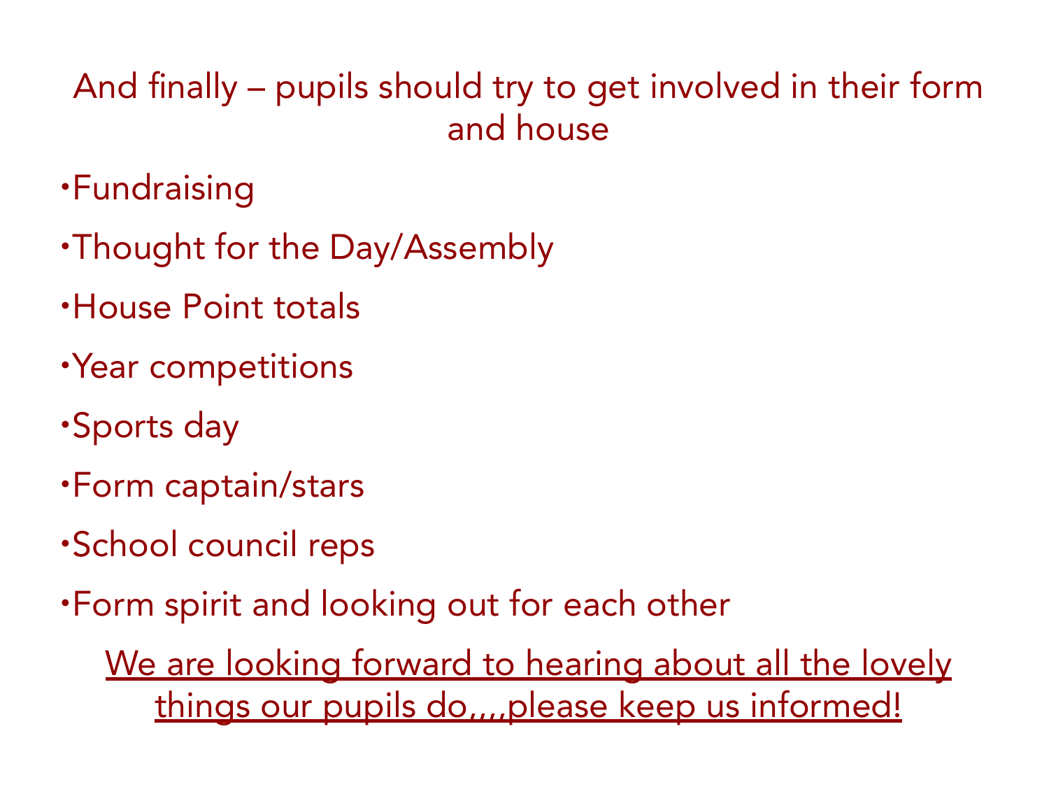## And finally – pupils should try to get involved in their form and house

- Fundraising
- Thought for the Day/Assembly
- House Point totals
- Year competitions
- Sports day
- Form captain/stars
- School council reps
- Form spirit and looking out for each other

<u>We are looking forward to hearing about all the lovely things our pupils do,,,,please keep us informed!</u>